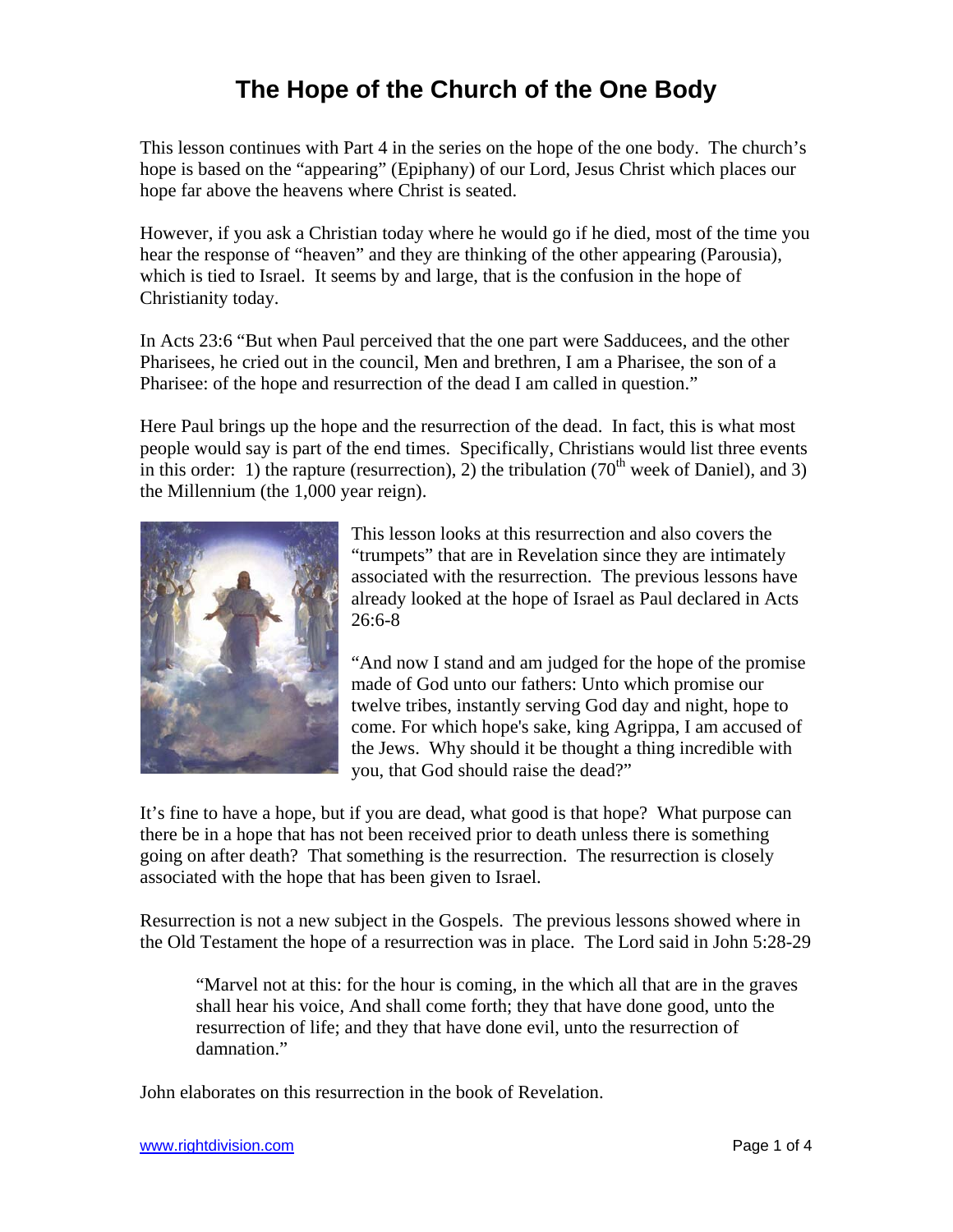# The Hope of the Church of the One Body

This lesson continues with Part 4 in the series on the hope of the one body. The church's hope is based on the "appearing" (Epiphany) of our Lord, Jesus Christ which places our hope far above the heavens where Christ is seated.

However, if you ask a Christian today where he would go if he died, most of the time you hear the response of "heaven" and they are thinking of the other appearing (Parousia), which is tied to Israel. It seems by and large, that is the confusion in the hope of Christianity today.

In Acts 23:6 "But when Paul perceived that the one part were Sadducees, and the other Pharisees, he cried out in the council, Men and brethren, I am a Pharisee, the son of a Pharisee: of the hope and resurrection of the dead I am called in question."

Here Paul brings up the hope and the resurrection of the dead. In fact, this is what most people would say is part of the end times. Specifically, Christians would list three events in this order: 1) the rapture (resurrection), 2) the tribulation (70th week of Daniel), and 3) the Millennium (the 1,000 year reign).

This lesson looks at this resurrection and also covers the "trumpets" that are in Revelation since they are intimately associated with the resurrection. The previous lessons have already looked at the hope of Israel as Paul declared in Acts 26:6-8

"And now I stand and am judged for the hope of the promise made of God unto our fathers: Unto which promise our twelve tribes, instantly serving God day and night, hope to come. For which hope's sake, king Agrippa, I am accused of the Jews. Why should it be thought a thing incredible with you, that God should raise the dead?"

It's fine to have a hope, but if you are dead, what good is that hope? What purpose can there be in a hope that has not been received prior to death unless there is something going on after death? That something is the resurrection. The resurrection is closely associated with the hope that has been given to Israel.

Resurrection is not a new subject in the Gospels. The previous lessons showed where in the Old Testament the hope of a resurrection was in place. The Lord said in John 5:28-29

> "Marvel not at this: for the hour is coming, in the which all that are in the graves shall hear his voice, And shall come forth; they that have done good, unto the resurrection of life; and they that have done evil, unto the resurrection of damnation."

John elaborates on this resurrection in the book of Revelation.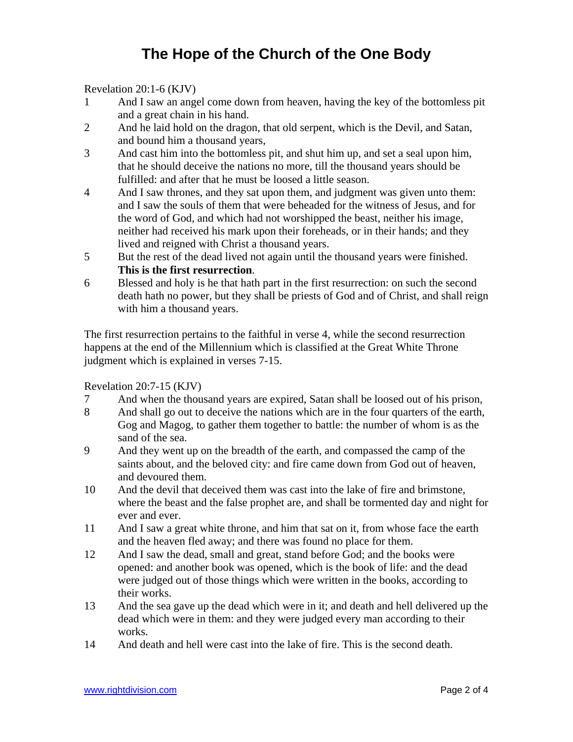# The Hope of the Church of the One Body

Revelation 20:1-6 (KJV)

1 And I saw an angel come down from heaven, having the key of the bottomless pit and a great chain in his hand.

2 And he laid hold on the dragon, that old serpent, which is the Devil, and Satan, and bound him a thousand years,

3 And cast him into the bottomless pit, and shut him up, and set a seal upon him, that he should deceive the nations no more, till the thousand years should be fulfilled: and after that he must be loosed a little season.

4 And I saw thrones, and they sat upon them, and judgment was given unto them: and I saw the souls of them that were beheaded for the witness of Jesus, and for the word of God, and which had not worshipped the beast, neither his image, neither had received his mark upon their foreheads, or in their hands; and they lived and reigned with Christ a thousand years.

5 But the rest of the dead lived not again until the thousand years were finished. **This is the first resurrection**.

6 Blessed and holy is he that hath part in the first resurrection: on such the second death hath no power, but they shall be priests of God and of Christ, and shall reign with him a thousand years.

The first resurrection pertains to the faithful in verse 4, while the second resurrection happens at the end of the Millennium which is classified at the Great White Throne judgment which is explained in verses 7-15.

Revelation 20:7-15 (KJV)

7 And when the thousand years are expired, Satan shall be loosed out of his prison,

8 And shall go out to deceive the nations which are in the four quarters of the earth, Gog and Magog, to gather them together to battle: the number of whom is as the sand of the sea.

9 And they went up on the breadth of the earth, and compassed the camp of the saints about, and the beloved city: and fire came down from God out of heaven, and devoured them.

10 And the devil that deceived them was cast into the lake of fire and brimstone, where the beast and the false prophet are, and shall be tormented day and night for ever and ever.

11 And I saw a great white throne, and him that sat on it, from whose face the earth and the heaven fled away; and there was found no place for them.

12 And I saw the dead, small and great, stand before God; and the books were opened: and another book was opened, which is the book of life: and the dead were judged out of those things which were written in the books, according to their works.

13 And the sea gave up the dead which were in it; and death and hell delivered up the dead which were in them: and they were judged every man according to their works.

14 And death and hell were cast into the lake of fire. This is the second death.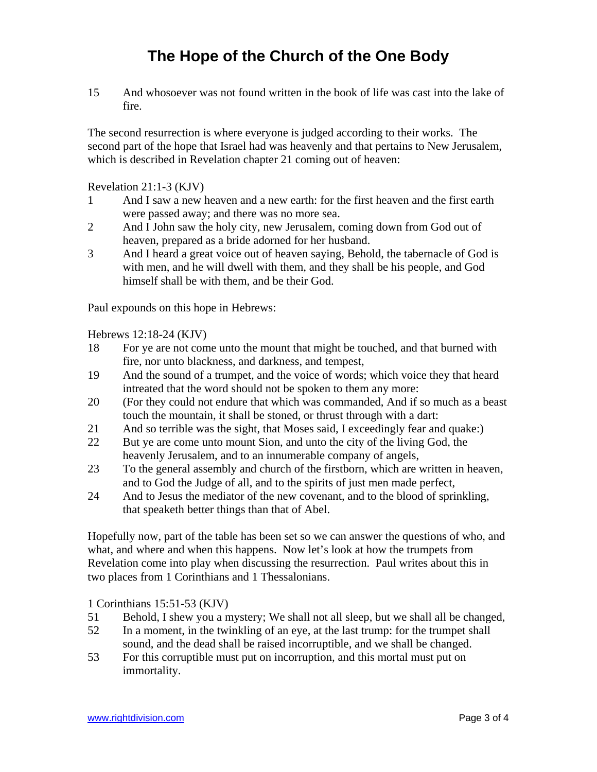# The Hope of the Church of the One Body

15 And whosoever was not found written in the book of life was cast into the lake of fire.

The second resurrection is where everyone is judged according to their works. The second part of the hope that Israel had was heavenly and that pertains to New Jerusalem, which is described in Revelation chapter 21 coming out of heaven:

Revelation 21:1-3 (KJV)

1 And I saw a new heaven and a new earth: for the first heaven and the first earth were passed away; and there was no more sea.

2 And I John saw the holy city, new Jerusalem, coming down from God out of heaven, prepared as a bride adorned for her husband.

3 And I heard a great voice out of heaven saying, Behold, the tabernacle of God is with men, and he will dwell with them, and they shall be his people, and God himself shall be with them, and be their God.

Paul expounds on this hope in Hebrews:

Hebrews 12:18-24 (KJV)

18 For ye are not come unto the mount that might be touched, and that burned with fire, nor unto blackness, and darkness, and tempest,

19 And the sound of a trumpet, and the voice of words; which voice they that heard intreated that the word should not be spoken to them any more:

20 (For they could not endure that which was commanded, And if so much as a beast touch the mountain, it shall be stoned, or thrust through with a dart:

21 And so terrible was the sight, that Moses said, I exceedingly fear and quake:)

22 But ye are come unto mount Sion, and unto the city of the living God, the heavenly Jerusalem, and to an innumerable company of angels,

23 To the general assembly and church of the firstborn, which are written in heaven, and to God the Judge of all, and to the spirits of just men made perfect,

24 And to Jesus the mediator of the new covenant, and to the blood of sprinkling, that speaketh better things than that of Abel.

Hopefully now, part of the table has been set so we can answer the questions of who, and what, and where and when this happens. Now let's look at how the trumpets from Revelation come into play when discussing the resurrection. Paul writes about this in two places from 1 Corinthians and 1 Thessalonians.

1 Corinthians 15:51-53 (KJV)

51 Behold, I shew you a mystery; We shall not all sleep, but we shall all be changed,

52 In a moment, in the twinkling of an eye, at the last trump: for the trumpet shall sound, and the dead shall be raised incorruptible, and we shall be changed.

53 For this corruptible must put on incorruption, and this mortal must put on immortality.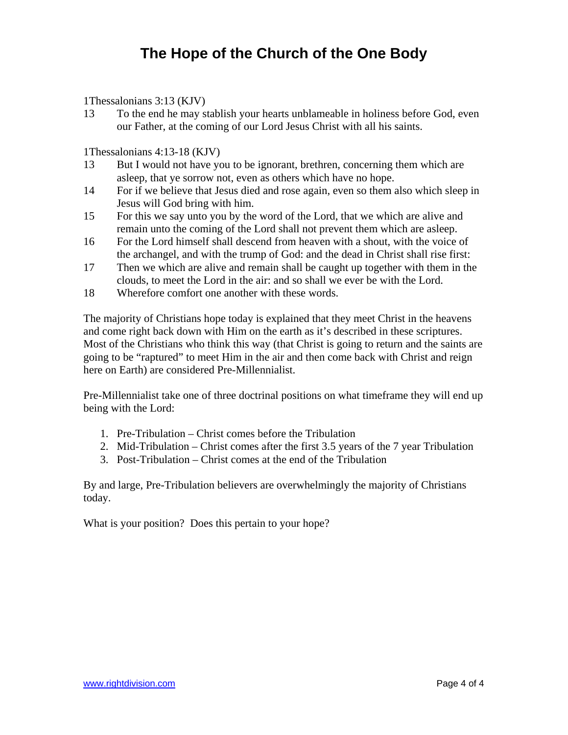# The Hope of the Church of the One Body

1Thessalonians 3:13 (KJV)

13 To the end he may stablish your hearts unblameable in holiness before God, even our Father, at the coming of our Lord Jesus Christ with all his saints.

1Thessalonians 4:13-18 (KJV)

13 But I would not have you to be ignorant, brethren, concerning them which are asleep, that ye sorrow not, even as others which have no hope.

14 For if we believe that Jesus died and rose again, even so them also which sleep in Jesus will God bring with him.

15 For this we say unto you by the word of the Lord, that we which are alive and remain unto the coming of the Lord shall not prevent them which are asleep.

16 For the Lord himself shall descend from heaven with a shout, with the voice of the archangel, and with the trump of God: and the dead in Christ shall rise first:

17 Then we which are alive and remain shall be caught up together with them in the clouds, to meet the Lord in the air: and so shall we ever be with the Lord.

18 Wherefore comfort one another with these words.

The majority of Christians hope today is explained that they meet Christ in the heavens and come right back down with Him on the earth as it's described in these scriptures. Most of the Christians who think this way (that Christ is going to return and the saints are going to be "raptured" to meet Him in the air and then come back with Christ and reign here on Earth) are considered Pre-Millennialist.

Pre-Millennialist take one of three doctrinal positions on what timeframe they will end up being with the Lord:

1. Pre-Tribulation – Christ comes before the Tribulation
2. Mid-Tribulation – Christ comes after the first 3.5 years of the 7 year Tribulation
3. Post-Tribulation – Christ comes at the end of the Tribulation

By and large, Pre-Tribulation believers are overwhelmingly the majority of Christians today.

What is your position? Does this pertain to your hope?

www.rightdivision.com